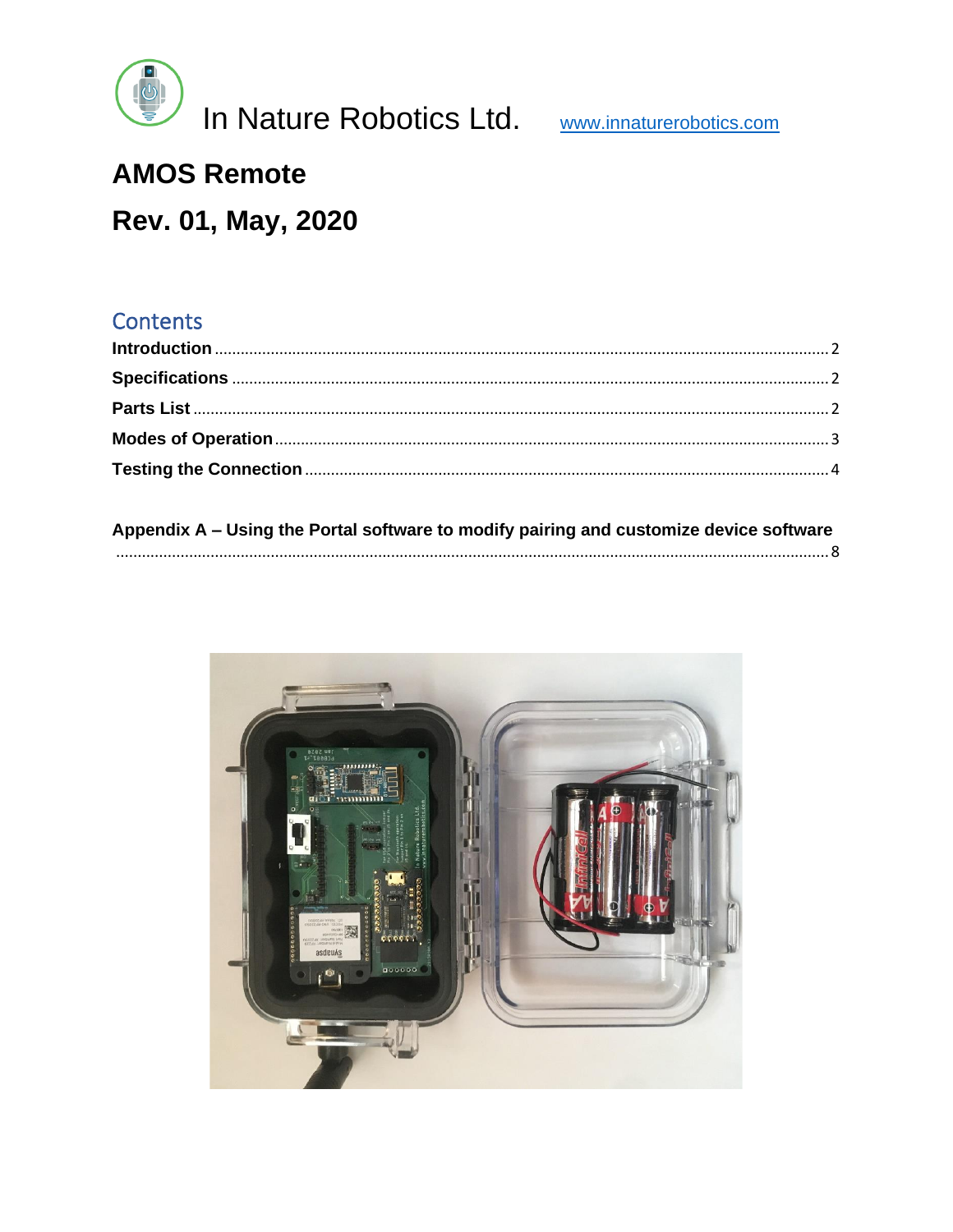In Nature Robotics Ltd. www.innaturerobotics.com

# AMOS Remote

# Rev. 01, May, 2020

## Contents

- **Introduction** ........ 2
- **Specifications** ........ 2
- **Parts List** ........ 2
- **Modes of Operation** ........ 3
- **Testing the Connection** ........ 4

**Appendix A – Using the Portal software to modify pairing and customize device software** ........ 8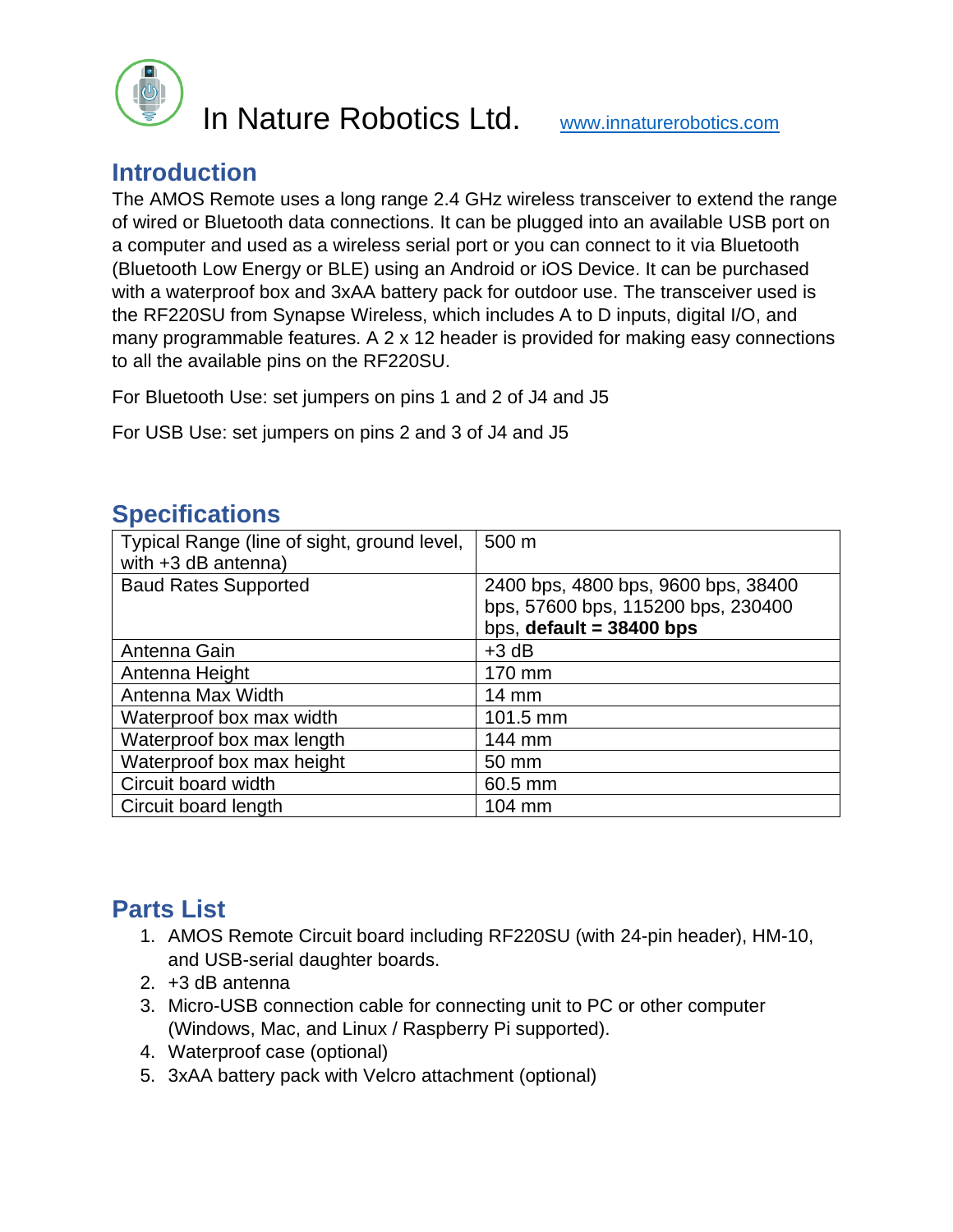In Nature Robotics Ltd. www.innaturerobotics.com

## Introduction

The AMOS Remote uses a long range 2.4 GHz wireless transceiver to extend the range of wired or Bluetooth data connections. It can be plugged into an available USB port on a computer and used as a wireless serial port or you can connect to it via Bluetooth (Bluetooth Low Energy or BLE) using an Android or iOS Device. It can be purchased with a waterproof box and 3xAA battery pack for outdoor use. The transceiver used is the RF220SU from Synapse Wireless, which includes A to D inputs, digital I/O, and many programmable features. A 2 x 12 header is provided for making easy connections to all the available pins on the RF220SU.

For Bluetooth Use: set jumpers on pins 1 and 2 of J4 and J5

For USB Use: set jumpers on pins 2 and 3 of J4 and J5

## Specifications

| | |
|---|---|
| Typical Range (line of sight, ground level, with +3 dB antenna) | 500 m |
| Baud Rates Supported | 2400 bps, 4800 bps, 9600 bps, 38400 bps, 57600 bps, 115200 bps, 230400 bps, **default = 38400 bps** |
| Antenna Gain | +3 dB |
| Antenna Height | 170 mm |
| Antenna Max Width | 14 mm |
| Waterproof box max width | 101.5 mm |
| Waterproof box max length | 144 mm |
| Waterproof box max height | 50 mm |
| Circuit board width | 60.5 mm |
| Circuit board length | 104 mm |

## Parts List

1. AMOS Remote Circuit board including RF220SU (with 24-pin header), HM-10, and USB-serial daughter boards.
2. +3 dB antenna
3. Micro-USB connection cable for connecting unit to PC or other computer (Windows, Mac, and Linux / Raspberry Pi supported).
4. Waterproof case (optional)
5. 3xAA battery pack with Velcro attachment (optional)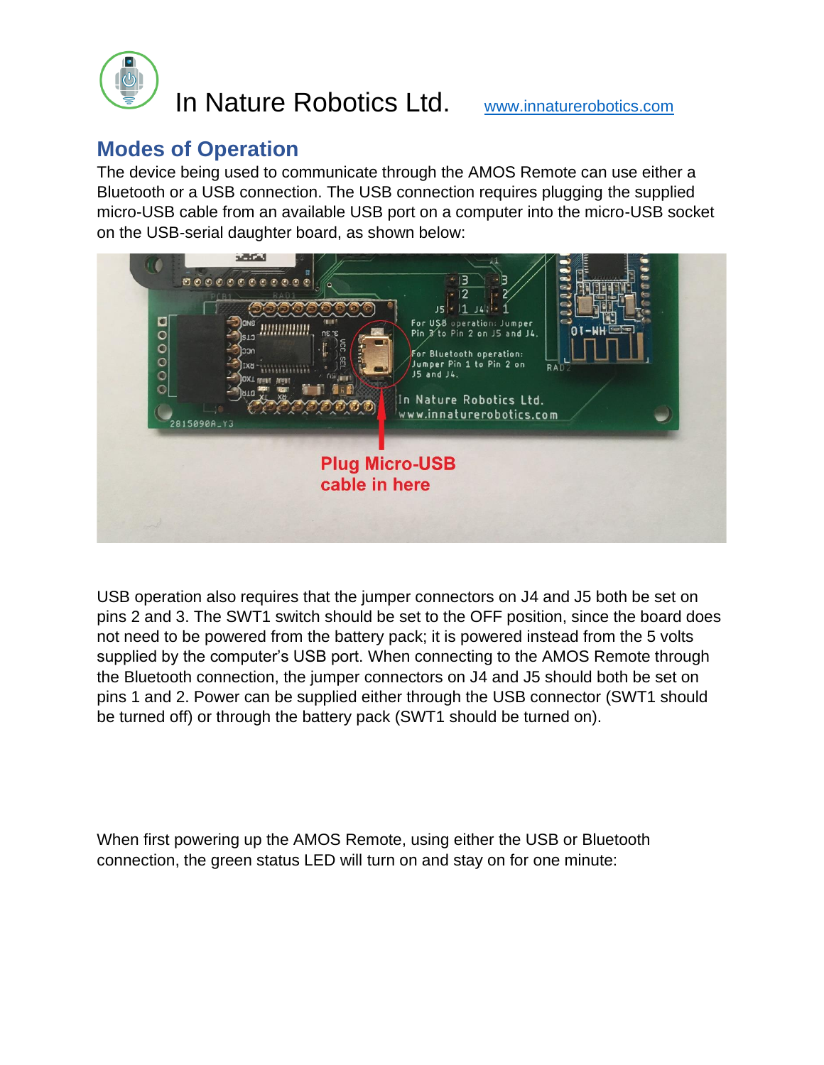## Modes of Operation

The device being used to communicate through the AMOS Remote can use either a Bluetooth or a USB connection. The USB connection requires plugging the supplied micro-USB cable from an available USB port on a computer into the micro-USB socket on the USB-serial daughter board, as shown below:

USB operation also requires that the jumper connectors on J4 and J5 both be set on pins 2 and 3. The SWT1 switch should be set to the OFF position, since the board does not need to be powered from the battery pack; it is powered instead from the 5 volts supplied by the computer's USB port. When connecting to the AMOS Remote through the Bluetooth connection, the jumper connectors on J4 and J5 should both be set on pins 1 and 2. Power can be supplied either through the USB connector (SWT1 should be turned off) or through the battery pack (SWT1 should be turned on).

When first powering up the AMOS Remote, using either the USB or Bluetooth connection, the green status LED will turn on and stay on for one minute: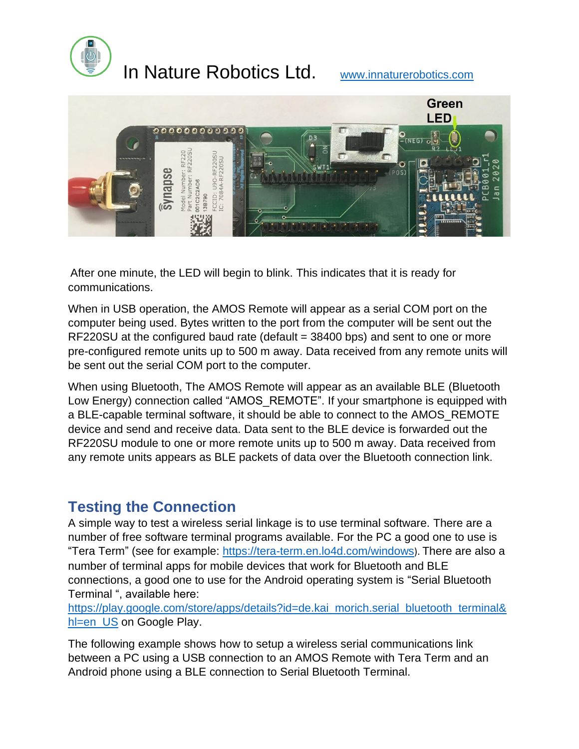After one minute, the LED will begin to blink. This indicates that it is ready for communications.

When in USB operation, the AMOS Remote will appear as a serial COM port on the computer being used. Bytes written to the port from the computer will be sent out the RF220SU at the configured baud rate (default = 38400 bps) and sent to one or more pre-configured remote units up to 500 m away. Data received from any remote units will be sent out the serial COM port to the computer.

When using Bluetooth, The AMOS Remote will appear as an available BLE (Bluetooth Low Energy) connection called "AMOS_REMOTE". If your smartphone is equipped with a BLE-capable terminal software, it should be able to connect to the AMOS_REMOTE device and send and receive data. Data sent to the BLE device is forwarded out the RF220SU module to one or more remote units up to 500 m away. Data received from any remote units appears as BLE packets of data over the Bluetooth connection link.

## Testing the Connection

A simple way to test a wireless serial linkage is to use terminal software. There are a number of free software terminal programs available. For the PC a good one to use is "Tera Term" (see for example: https://tera-term.en.lo4d.com/windows). There are also a number of terminal apps for mobile devices that work for Bluetooth and BLE connections, a good one to use for the Android operating system is "Serial Bluetooth Terminal ", available here: https://play.google.com/store/apps/details?id=de.kai_morich.serial_bluetooth_terminal&hl=en_US on Google Play.

The following example shows how to setup a wireless serial communications link between a PC using a USB connection to an AMOS Remote with Tera Term and an Android phone using a BLE connection to Serial Bluetooth Terminal.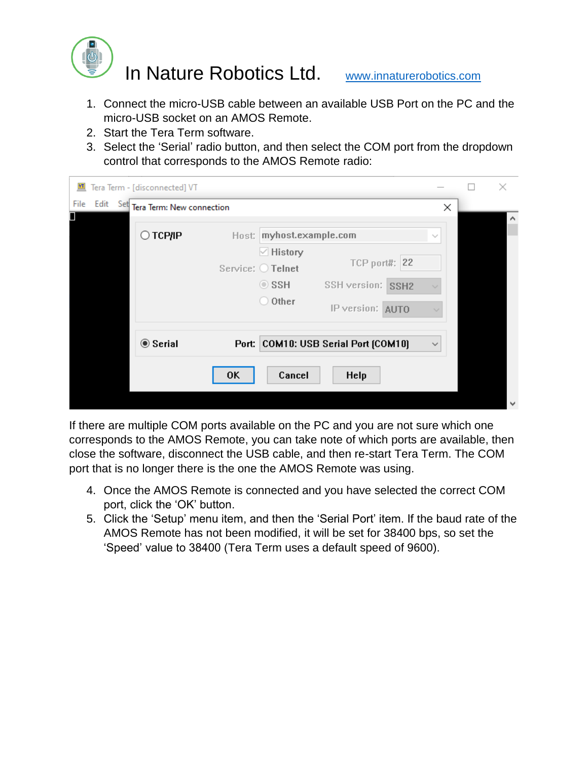3. Select the 'Serial' radio button, and then select the COM port from the dropdown control that corresponds to the AMOS Remote radio:

If there are multiple COM ports available on the PC and you are not sure which one corresponds to the AMOS Remote, you can take note of which ports are available, then close the software, disconnect the USB cable, and then re-start Tera Term. The COM port that is no longer there is the one the AMOS Remote was using.

4. Once the AMOS Remote is connected and you have selected the correct COM port, click the 'OK' button.
5. Click the 'Setup' menu item, and then the 'Serial Port' item. If the baud rate of the AMOS Remote has not been modified, it will be set for 38400 bps, so set the 'Speed' value to 38400 (Tera Term uses a default speed of 9600).

1. Connect the micro-USB cable between an available USB Port on the PC and the micro-USB socket on an AMOS Remote.
2. Start the Tera Term software.
3. Select the 'Serial' radio button, and then select the COM port from the dropdown control that corresponds to the AMOS Remote radio:

If there are multiple COM ports available on the PC and you are not sure which one corresponds to the AMOS Remote, you can take note of which ports are available, then close the software, disconnect the USB cable, and then re-start Tera Term. The COM port that is no longer there is the one the AMOS Remote was using.

4. Once the AMOS Remote is connected and you have selected the correct COM port, click the 'OK' button.
5. Click the 'Setup' menu item, and then the 'Serial Port' item. If the baud rate of the AMOS Remote has not been modified, it will be set for 38400 bps, so set the 'Speed' value to 38400 (Tera Term uses a default speed of 9600).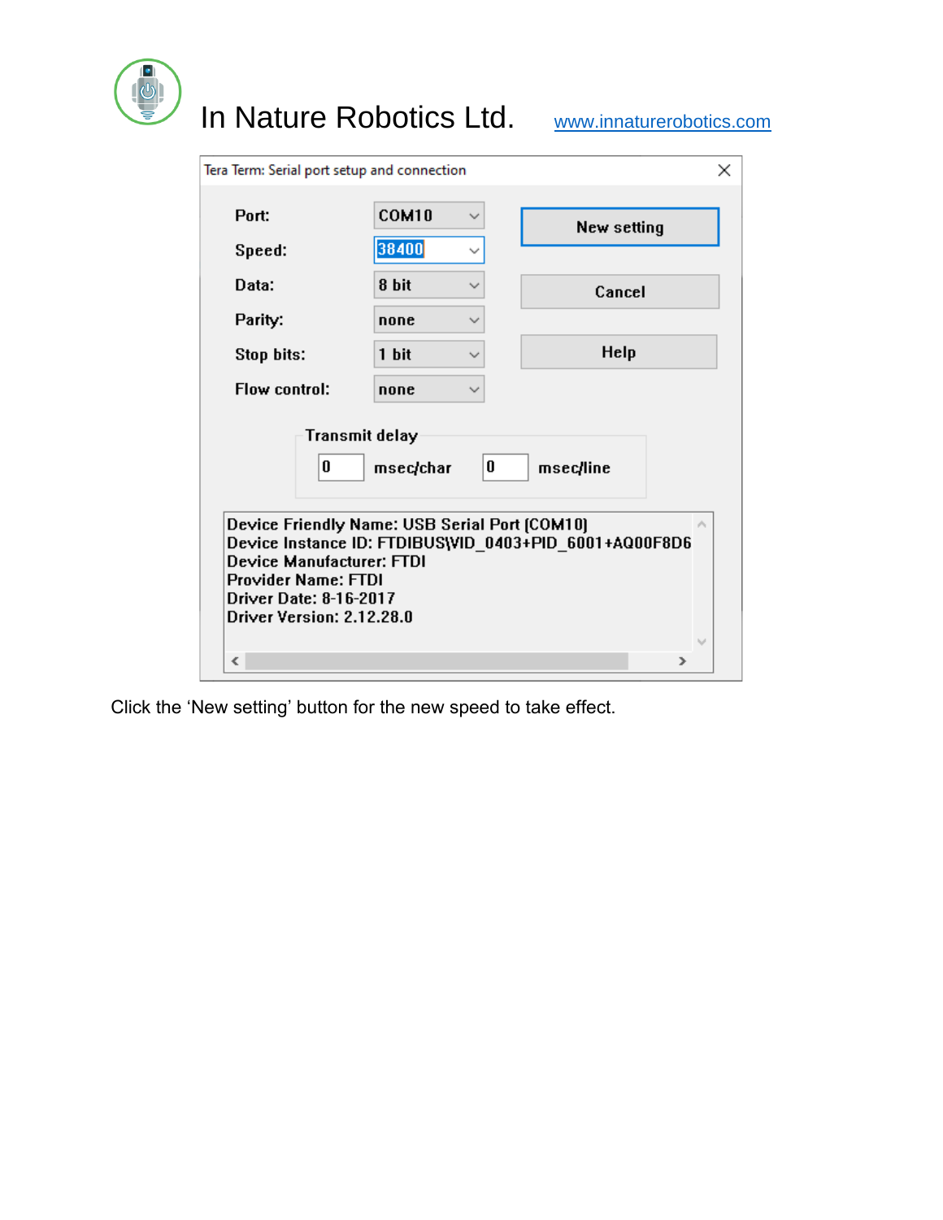Tera Term: Serial port setup and connection

| Setting | Value |
| --- | --- |
| Port: | COM10 |
| Speed: | 38400 |
| Data: | 8 bit |
| Parity: | none |
| Stop bits: | 1 bit |
| Flow control: | none |

New setting | Cancel | Help

Transmit delay

0 msec/char 0 msec/line

Device Friendly Name: USB Serial Port (COM10)
Device Instance ID: FTDIBUS\VID_0403+PID_6001+AQ00F8D6
Device Manufacturer: FTDI
Provider Name: FTDI
Driver Date: 8-16-2017
Driver Version: 2.12.28.0

Click the 'New setting' button for the new speed to take effect.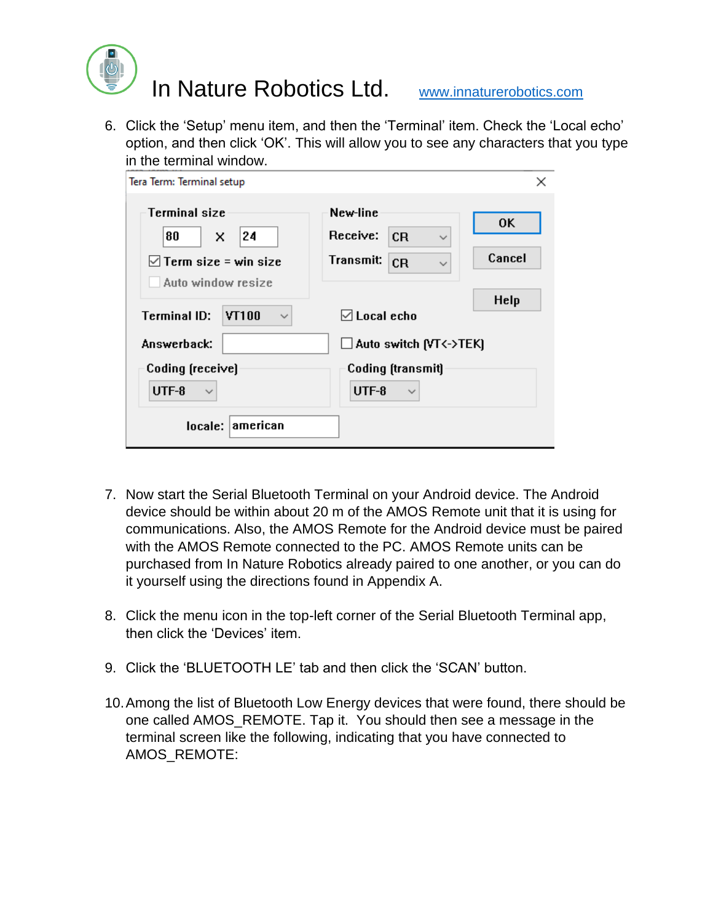6. Click the 'Setup' menu item, and then the 'Terminal' item. Check the 'Local echo' option, and then click 'OK'. This will allow you to see any characters that you type in the terminal window.

7. Now start the Serial Bluetooth Terminal on your Android device. The Android device should be within about 20 m of the AMOS Remote unit that it is using for communications. Also, the AMOS Remote for the Android device must be paired with the AMOS Remote connected to the PC. AMOS Remote units can be purchased from In Nature Robotics already paired to one another, or you can do it yourself using the directions found in Appendix A.

8. Click the menu icon in the top-left corner of the Serial Bluetooth Terminal app, then click the 'Devices' item.

9. Click the 'BLUETOOTH LE' tab and then click the 'SCAN' button.

10. Among the list of Bluetooth Low Energy devices that were found, there should be one called AMOS_REMOTE. Tap it. You should then see a message in the terminal screen like the following, indicating that you have connected to AMOS_REMOTE: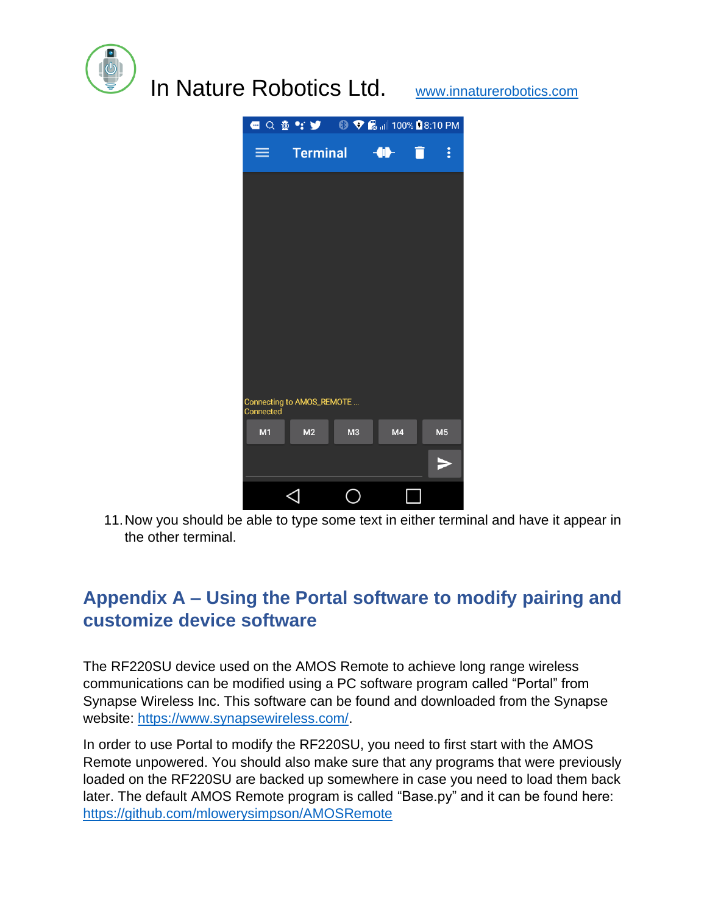11. Now you should be able to type some text in either terminal and have it appear in the other terminal.

## Appendix A – Using the Portal software to modify pairing and customize device software

The RF220SU device used on the AMOS Remote to achieve long range wireless communications can be modified using a PC software program called "Portal" from Synapse Wireless Inc. This software can be found and downloaded from the Synapse website: https://www.synapsewireless.com/.

In order to use Portal to modify the RF220SU, you need to first start with the AMOS Remote unpowered. You should also make sure that any programs that were previously loaded on the RF220SU are backed up somewhere in case you need to load them back later. The default AMOS Remote program is called "Base.py" and it can be found here: https://github.com/mlowerysimpson/AMOSRemote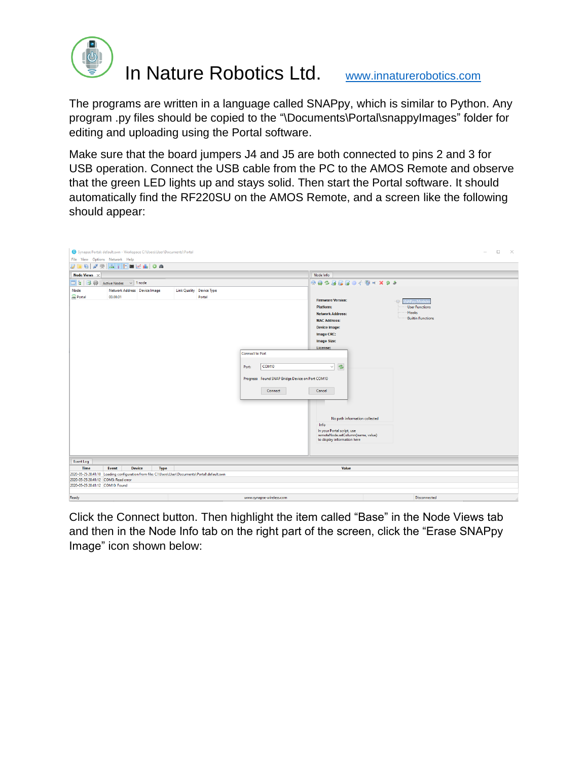The programs are written in a language called SNAPpy, which is similar to Python. Any program .py files should be copied to the "\Documents\Portal\snappyImages" folder for editing and uploading using the Portal software.

Make sure that the board jumpers J4 and J5 are both connected to pins 2 and 3 for USB operation. Connect the USB cable from the PC to the AMOS Remote and observe that the green LED lights up and stays solid. Then start the Portal software. It should automatically find the RF220SU on the AMOS Remote, and a screen like the following should appear:

Click the Connect button. Then highlight the item called "Base" in the Node Views tab and then in the Node Info tab on the right part of the screen, click the "Erase SNAPpy Image" icon shown below: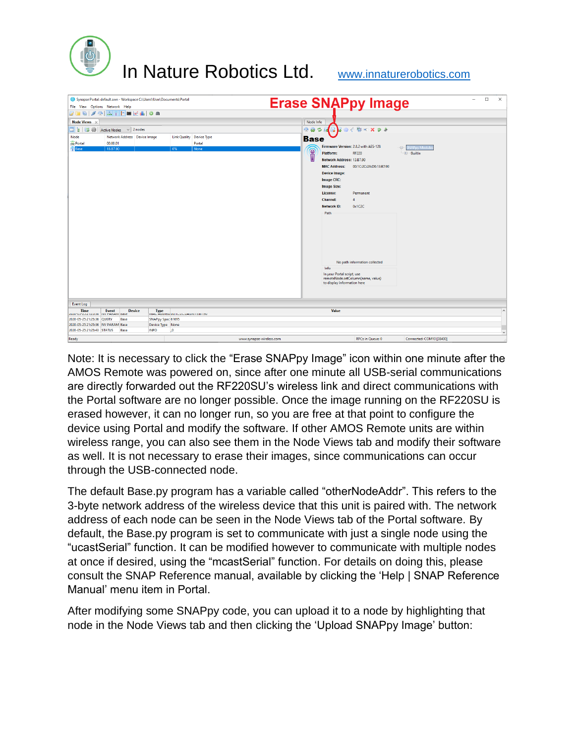Note: It is necessary to click the "Erase SNAPpy Image" icon within one minute after the AMOS Remote was powered on, since after one minute all USB-serial communications are directly forwarded out the RF220SU's wireless link and direct communications with the Portal software are no longer possible. Once the image running on the RF220SU is erased however, it can no longer run, so you are free at that point to configure the device using Portal and modify the software. If other AMOS Remote units are within wireless range, you can also see them in the Node Views tab and modify their software as well. It is not necessary to erase their images, since communications can occur through the USB-connected node.

The default Base.py program has a variable called "otherNodeAddr". This refers to the 3-byte network address of the wireless device that this unit is paired with. The network address of each node can be seen in the Node Views tab of the Portal software. By default, the Base.py program is set to communicate with just a single node using the "ucastSerial" function. It can be modified however to communicate with multiple nodes at once if desired, using the "mcastSerial" function. For details on doing this, please consult the SNAP Reference manual, available by clicking the 'Help | SNAP Reference Manual' menu item in Portal.

After modifying some SNAPpy code, you can upload it to a node by highlighting that node in the Node Views tab and then clicking the 'Upload SNAPpy Image' button: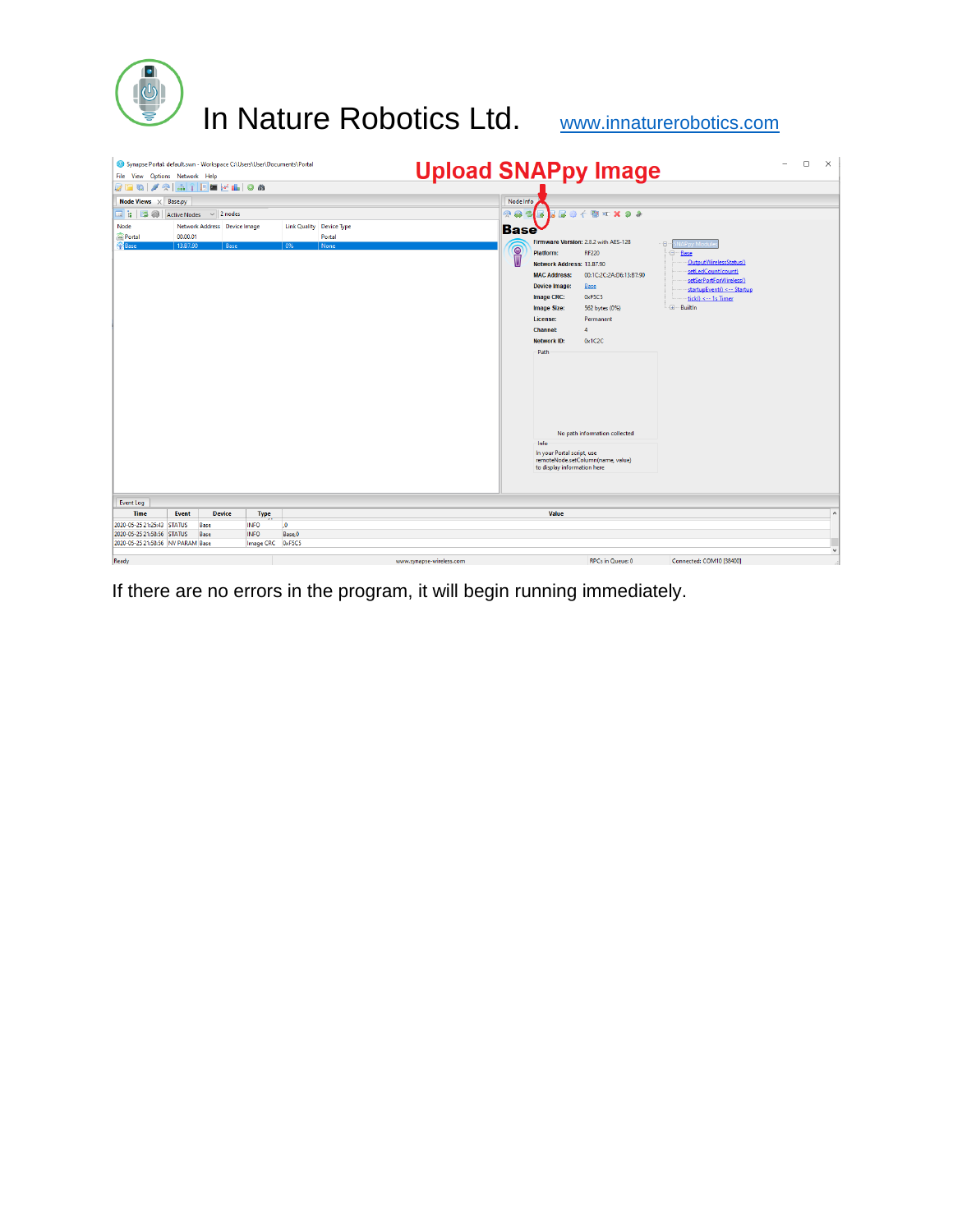Upload SNAPpy Image

If there are no errors in the program, it will begin running immediately.